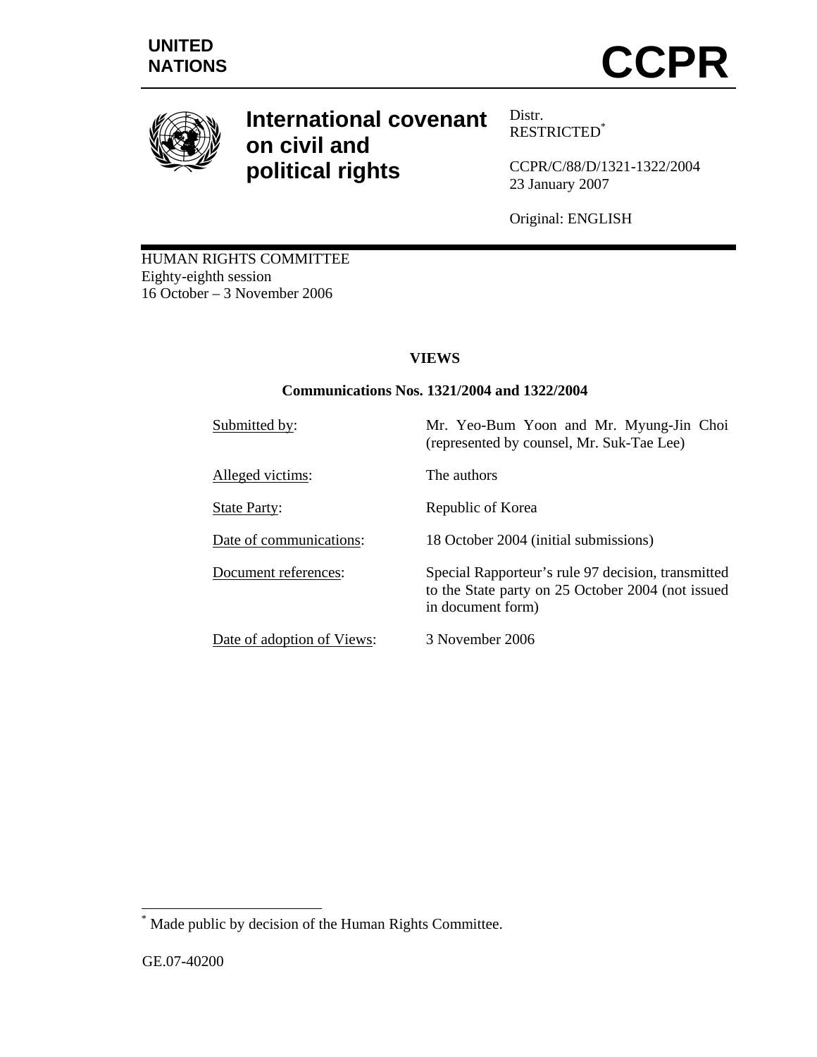UNITED NATIONS

# CCPR

**International covenant on civil and political rights**

Distr.
RESTRICTED[*]

CCPR/C/88/D/1321-1322/2004
23 January 2007

Original: ENGLISH

HUMAN RIGHTS COMMITTEE
Eighty-eighth session
16 October – 3 November 2006

## VIEWS

### Communications Nos. 1321/2004 and 1322/2004

| | |
|---|---|
| Submitted by: | Mr. Yeo-Bum Yoon and Mr. Myung-Jin Choi (represented by counsel, Mr. Suk-Tae Lee) |
| Alleged victims: | The authors |
| State Party: | Republic of Korea |
| Date of communications: | 18 October 2004 (initial submissions) |
| Document references: | Special Rapporteur's rule 97 decision, transmitted to the State party on 25 October 2004 (not issued in document form) |
| Date of adoption of Views: | 3 November 2006 |

[*] Made public by decision of the Human Rights Committee.

GE.07-40200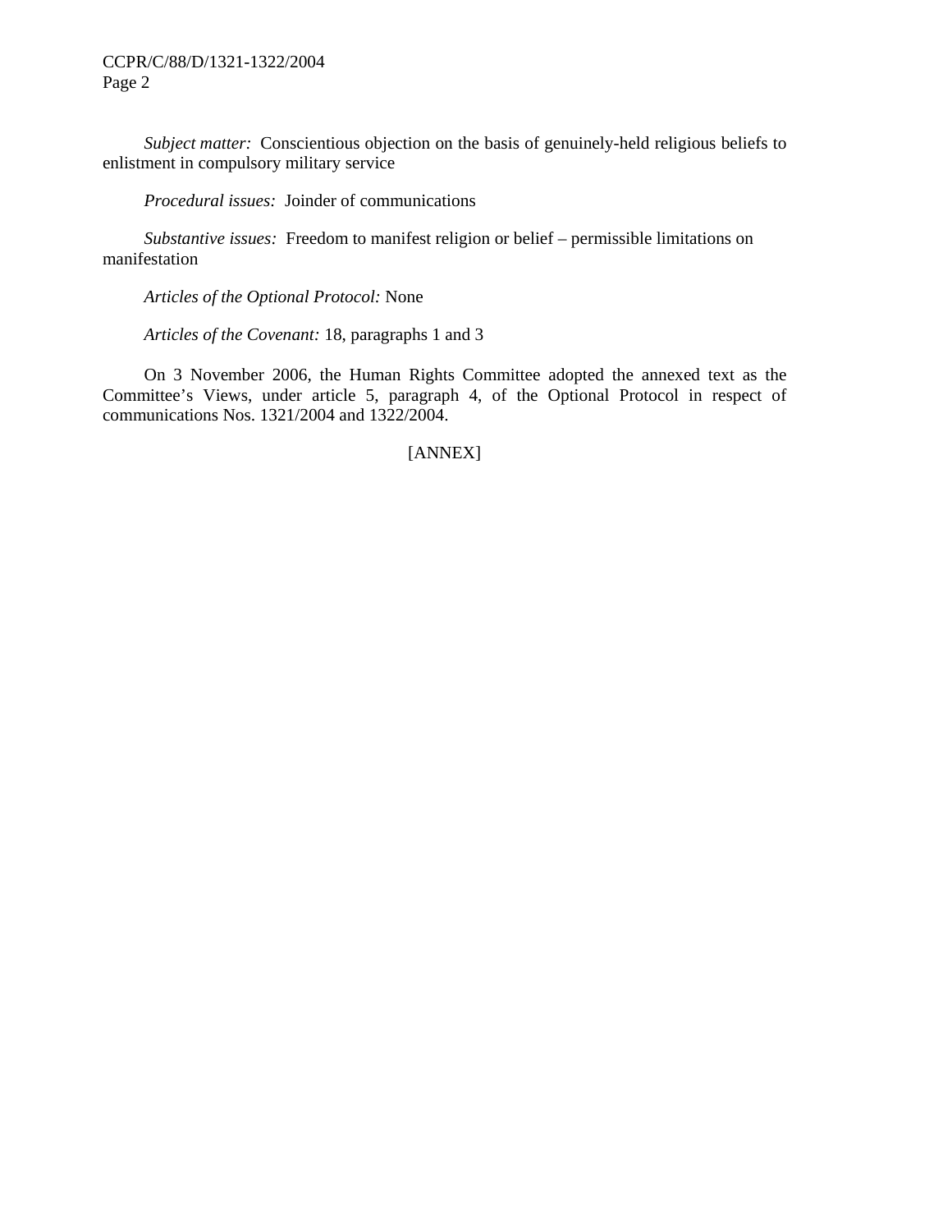*Subject matter:* Conscientious objection on the basis of genuinely-held religious beliefs to enlistment in compulsory military service

*Procedural issues:* Joinder of communications

*Substantive issues:* Freedom to manifest religion or belief – permissible limitations on manifestation

*Articles of the Optional Protocol:* None

*Articles of the Covenant:* 18, paragraphs 1 and 3

On 3 November 2006, the Human Rights Committee adopted the annexed text as the Committee's Views, under article 5, paragraph 4, of the Optional Protocol in respect of communications Nos. 1321/2004 and 1322/2004.

[ANNEX]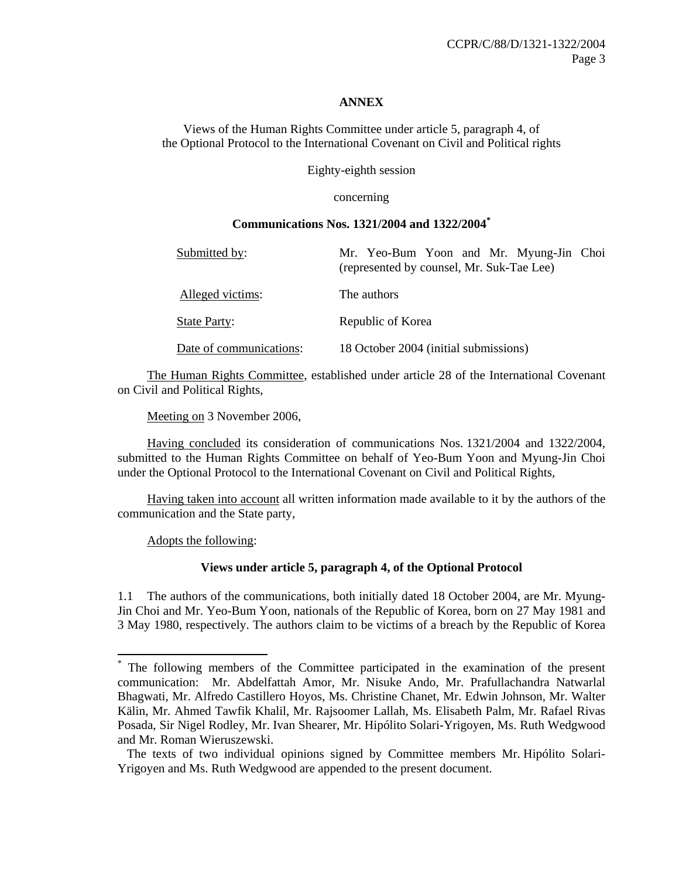**ANNEX**

Views of the Human Rights Committee under article 5, paragraph 4, of the Optional Protocol to the International Covenant on Civil and Political rights

Eighty-eighth session

concerning

**Communications Nos. 1321/2004 and 1322/2004[*]**

| | |
|---|---|
| Submitted by: | Mr. Yeo-Bum Yoon and Mr. Myung-Jin Choi (represented by counsel, Mr. Suk-Tae Lee) |
| Alleged victims: | The authors |
| State Party: | Republic of Korea |
| Date of communications: | 18 October 2004 (initial submissions) |

The Human Rights Committee, established under article 28 of the International Covenant on Civil and Political Rights,

Meeting on 3 November 2006,

Having concluded its consideration of communications Nos. 1321/2004 and 1322/2004, submitted to the Human Rights Committee on behalf of Yeo-Bum Yoon and Myung-Jin Choi under the Optional Protocol to the International Covenant on Civil and Political Rights,

Having taken into account all written information made available to it by the authors of the communication and the State party,

Adopts the following:

**Views under article 5, paragraph 4, of the Optional Protocol**

1.1 The authors of the communications, both initially dated 18 October 2004, are Mr. Myung-Jin Choi and Mr. Yeo-Bum Yoon, nationals of the Republic of Korea, born on 27 May 1981 and 3 May 1980, respectively. The authors claim to be victims of a breach by the Republic of Korea

---

[*] The following members of the Committee participated in the examination of the present communication: Mr. Abdelfattah Amor, Mr. Nisuke Ando, Mr. Prafullachandra Natwarlal Bhagwati, Mr. Alfredo Castillero Hoyos, Ms. Christine Chanet, Mr. Edwin Johnson, Mr. Walter Kälin, Mr. Ahmed Tawfik Khalil, Mr. Rajsoomer Lallah, Ms. Elisabeth Palm, Mr. Rafael Rivas Posada, Sir Nigel Rodley, Mr. Ivan Shearer, Mr. Hipólito Solari-Yrigoyen, Ms. Ruth Wedgwood and Mr. Roman Wieruszewski.

The texts of two individual opinions signed by Committee members Mr. Hipólito Solari-Yrigoyen and Ms. Ruth Wedgwood are appended to the present document.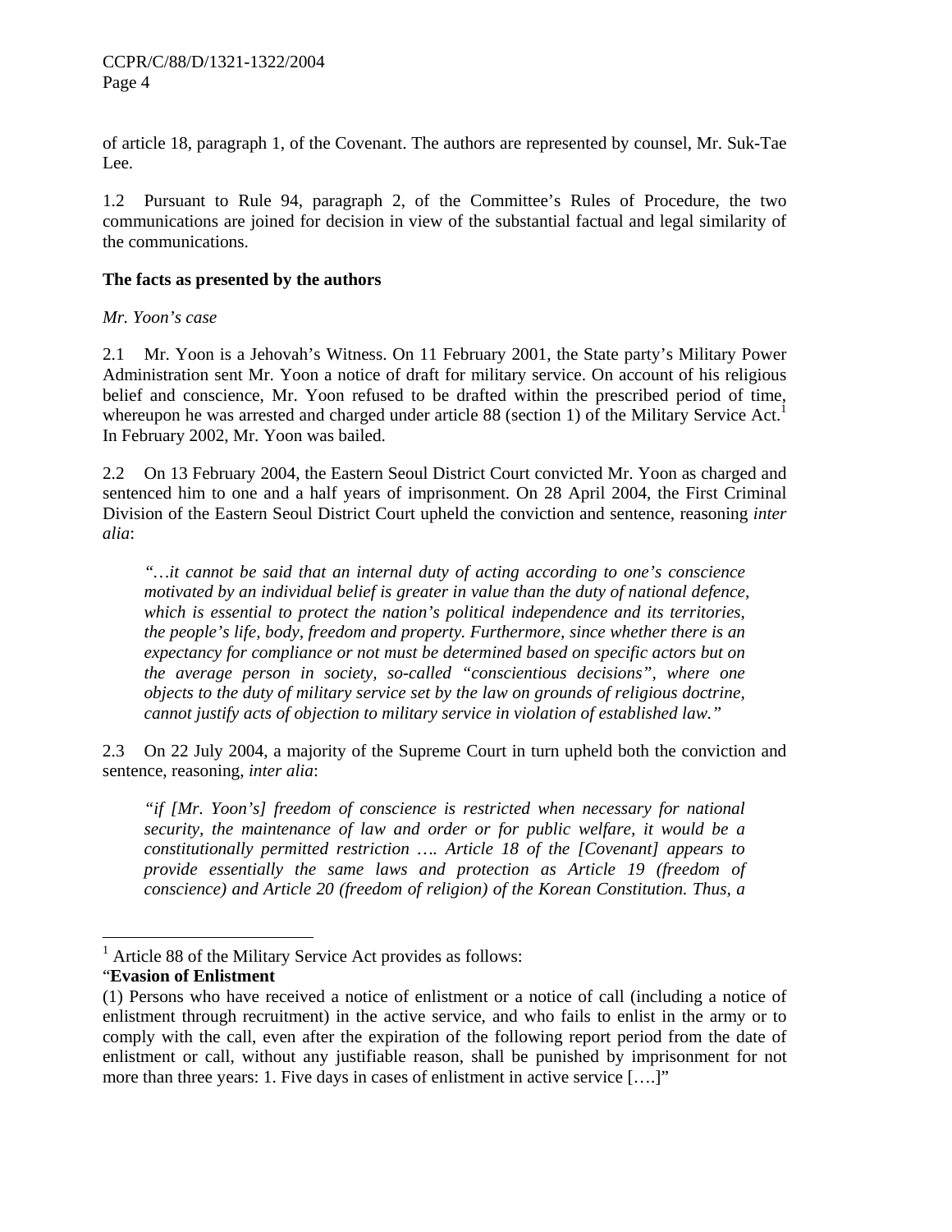of article 18, paragraph 1, of the Covenant. The authors are represented by counsel, Mr. Suk-Tae Lee.

1.2 Pursuant to Rule 94, paragraph 2, of the Committee's Rules of Procedure, the two communications are joined for decision in view of the substantial factual and legal similarity of the communications.

**The facts as presented by the authors**

*Mr. Yoon's case*

2.1 Mr. Yoon is a Jehovah's Witness. On 11 February 2001, the State party's Military Power Administration sent Mr. Yoon a notice of draft for military service. On account of his religious belief and conscience, Mr. Yoon refused to be drafted within the prescribed period of time, whereupon he was arrested and charged under article 88 (section 1) of the Military Service Act.[1] In February 2002, Mr. Yoon was bailed.

2.2 On 13 February 2004, the Eastern Seoul District Court convicted Mr. Yoon as charged and sentenced him to one and a half years of imprisonment. On 28 April 2004, the First Criminal Division of the Eastern Seoul District Court upheld the conviction and sentence, reasoning *inter alia*:

> *"…it cannot be said that an internal duty of acting according to one's conscience motivated by an individual belief is greater in value than the duty of national defence, which is essential to protect the nation's political independence and its territories, the people's life, body, freedom and property. Furthermore, since whether there is an expectancy for compliance or not must be determined based on specific actors but on the average person in society, so-called "conscientious decisions", where one objects to the duty of military service set by the law on grounds of religious doctrine, cannot justify acts of objection to military service in violation of established law."*

2.3 On 22 July 2004, a majority of the Supreme Court in turn upheld both the conviction and sentence, reasoning, *inter alia*:

> *"if [Mr. Yoon's] freedom of conscience is restricted when necessary for national security, the maintenance of law and order or for public welfare, it would be a constitutionally permitted restriction …. Article 18 of the [Covenant] appears to provide essentially the same laws and protection as Article 19 (freedom of conscience) and Article 20 (freedom of religion) of the Korean Constitution. Thus, a*

---

[1] Article 88 of the Military Service Act provides as follows:

"**Evasion of Enlistment**

(1) Persons who have received a notice of enlistment or a notice of call (including a notice of enlistment through recruitment) in the active service, and who fails to enlist in the army or to comply with the call, even after the expiration of the following report period from the date of enlistment or call, without any justifiable reason, shall be punished by imprisonment for not more than three years: 1. Five days in cases of enlistment in active service [….]"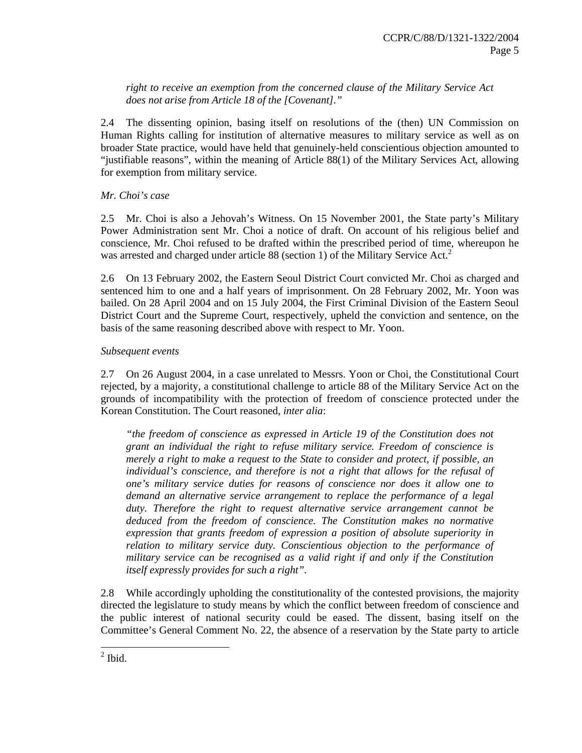*right to receive an exemption from the concerned clause of the Military Service Act does not arise from Article 18 of the [Covenant]."*

2.4 The dissenting opinion, basing itself on resolutions of the (then) UN Commission on Human Rights calling for institution of alternative measures to military service as well as on broader State practice, would have held that genuinely-held conscientious objection amounted to "justifiable reasons", within the meaning of Article 88(1) of the Military Services Act, allowing for exemption from military service.

*Mr. Choi's case*

2.5 Mr. Choi is also a Jehovah's Witness. On 15 November 2001, the State party's Military Power Administration sent Mr. Choi a notice of draft. On account of his religious belief and conscience, Mr. Choi refused to be drafted within the prescribed period of time, whereupon he was arrested and charged under article 88 (section 1) of the Military Service Act.[2]

2.6 On 13 February 2002, the Eastern Seoul District Court convicted Mr. Choi as charged and sentenced him to one and a half years of imprisonment. On 28 February 2002, Mr. Yoon was bailed. On 28 April 2004 and on 15 July 2004, the First Criminal Division of the Eastern Seoul District Court and the Supreme Court, respectively, upheld the conviction and sentence, on the basis of the same reasoning described above with respect to Mr. Yoon.

*Subsequent events*

2.7 On 26 August 2004, in a case unrelated to Messrs. Yoon or Choi, the Constitutional Court rejected, by a majority, a constitutional challenge to article 88 of the Military Service Act on the grounds of incompatibility with the protection of freedom of conscience protected under the Korean Constitution. The Court reasoned, *inter alia*:

> *"the freedom of conscience as expressed in Article 19 of the Constitution does not grant an individual the right to refuse military service. Freedom of conscience is merely a right to make a request to the State to consider and protect, if possible, an individual's conscience, and therefore is not a right that allows for the refusal of one's military service duties for reasons of conscience nor does it allow one to demand an alternative service arrangement to replace the performance of a legal duty. Therefore the right to request alternative service arrangement cannot be deduced from the freedom of conscience. The Constitution makes no normative expression that grants freedom of expression a position of absolute superiority in relation to military service duty. Conscientious objection to the performance of military service can be recognised as a valid right if and only if the Constitution itself expressly provides for such a right".*

2.8 While accordingly upholding the constitutionality of the contested provisions, the majority directed the legislature to study means by which the conflict between freedom of conscience and the public interest of national security could be eased. The dissent, basing itself on the Committee's General Comment No. 22, the absence of a reservation by the State party to article

---

[2] Ibid.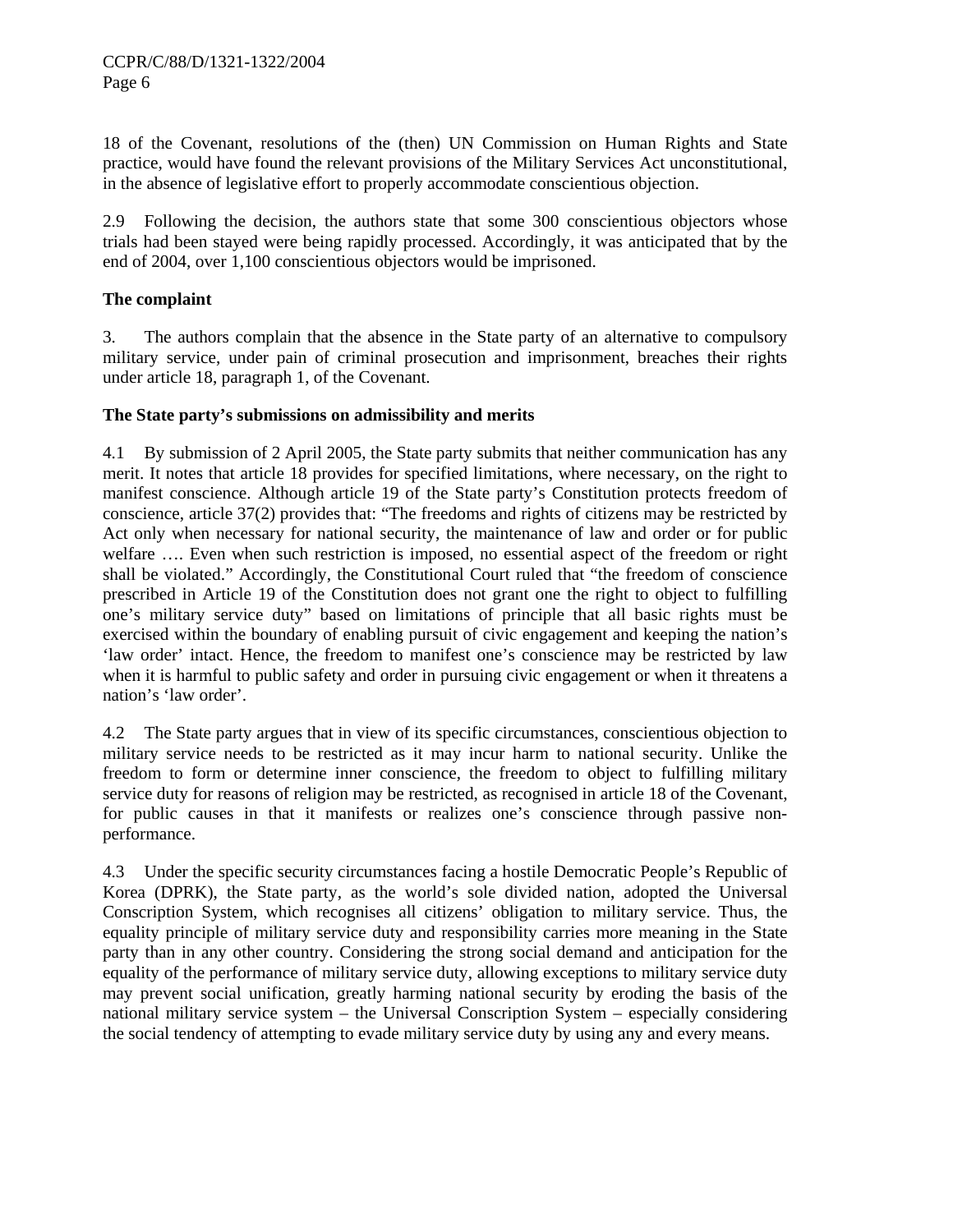18 of the Covenant, resolutions of the (then) UN Commission on Human Rights and State practice, would have found the relevant provisions of the Military Services Act unconstitutional, in the absence of legislative effort to properly accommodate conscientious objection.

2.9 Following the decision, the authors state that some 300 conscientious objectors whose trials had been stayed were being rapidly processed. Accordingly, it was anticipated that by the end of 2004, over 1,100 conscientious objectors would be imprisoned.

**The complaint**

3. The authors complain that the absence in the State party of an alternative to compulsory military service, under pain of criminal prosecution and imprisonment, breaches their rights under article 18, paragraph 1, of the Covenant.

**The State party's submissions on admissibility and merits**

4.1 By submission of 2 April 2005, the State party submits that neither communication has any merit. It notes that article 18 provides for specified limitations, where necessary, on the right to manifest conscience. Although article 19 of the State party's Constitution protects freedom of conscience, article 37(2) provides that: "The freedoms and rights of citizens may be restricted by Act only when necessary for national security, the maintenance of law and order or for public welfare …. Even when such restriction is imposed, no essential aspect of the freedom or right shall be violated." Accordingly, the Constitutional Court ruled that "the freedom of conscience prescribed in Article 19 of the Constitution does not grant one the right to object to fulfilling one's military service duty" based on limitations of principle that all basic rights must be exercised within the boundary of enabling pursuit of civic engagement and keeping the nation's 'law order' intact. Hence, the freedom to manifest one's conscience may be restricted by law when it is harmful to public safety and order in pursuing civic engagement or when it threatens a nation's 'law order'.

4.2 The State party argues that in view of its specific circumstances, conscientious objection to military service needs to be restricted as it may incur harm to national security. Unlike the freedom to form or determine inner conscience, the freedom to object to fulfilling military service duty for reasons of religion may be restricted, as recognised in article 18 of the Covenant, for public causes in that it manifests or realizes one's conscience through passive non-performance.

4.3 Under the specific security circumstances facing a hostile Democratic People's Republic of Korea (DPRK), the State party, as the world's sole divided nation, adopted the Universal Conscription System, which recognises all citizens' obligation to military service. Thus, the equality principle of military service duty and responsibility carries more meaning in the State party than in any other country. Considering the strong social demand and anticipation for the equality of the performance of military service duty, allowing exceptions to military service duty may prevent social unification, greatly harming national security by eroding the basis of the national military service system – the Universal Conscription System – especially considering the social tendency of attempting to evade military service duty by using any and every means.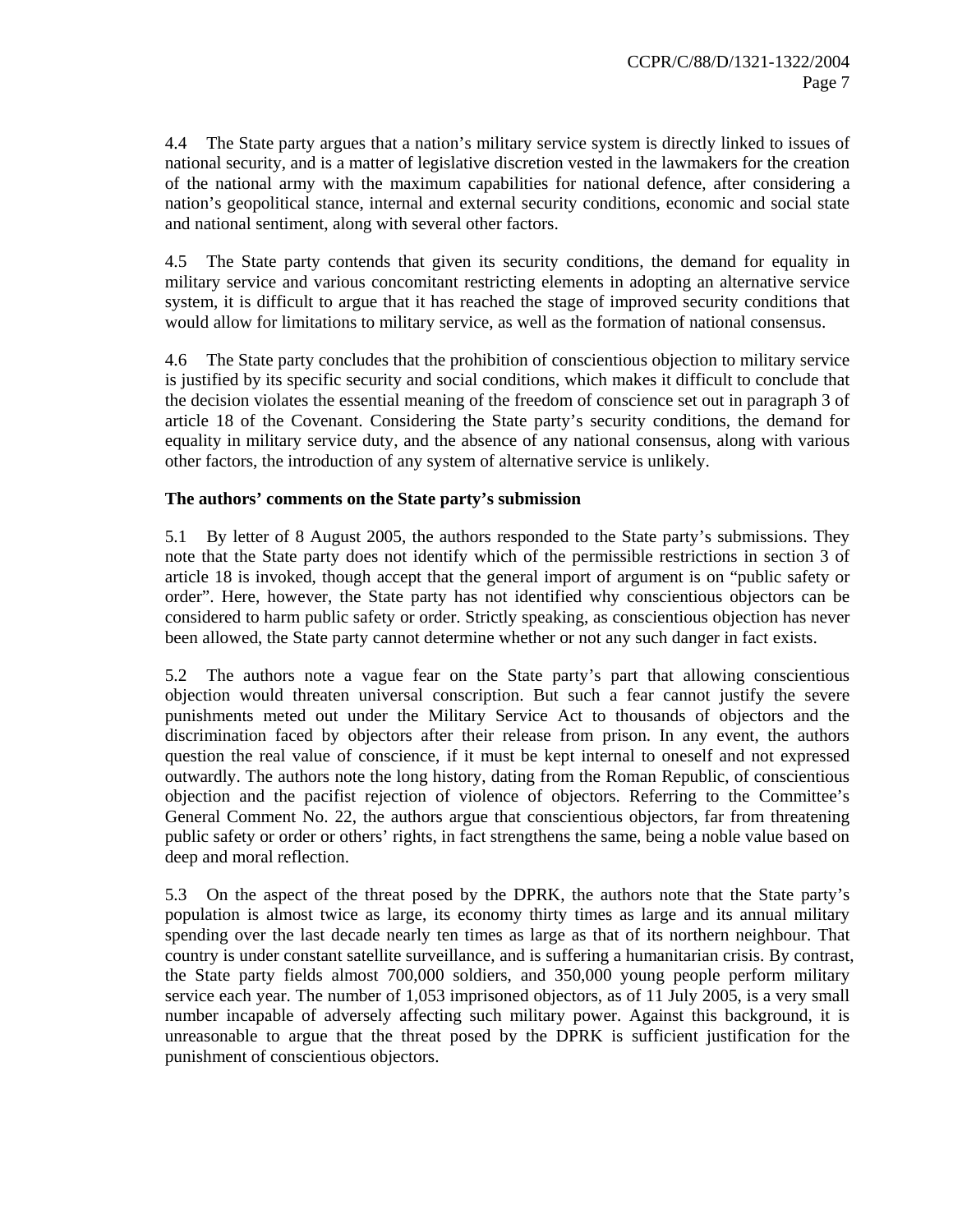4.4 The State party argues that a nation's military service system is directly linked to issues of national security, and is a matter of legislative discretion vested in the lawmakers for the creation of the national army with the maximum capabilities for national defence, after considering a nation's geopolitical stance, internal and external security conditions, economic and social state and national sentiment, along with several other factors.

4.5 The State party contends that given its security conditions, the demand for equality in military service and various concomitant restricting elements in adopting an alternative service system, it is difficult to argue that it has reached the stage of improved security conditions that would allow for limitations to military service, as well as the formation of national consensus.

4.6 The State party concludes that the prohibition of conscientious objection to military service is justified by its specific security and social conditions, which makes it difficult to conclude that the decision violates the essential meaning of the freedom of conscience set out in paragraph 3 of article 18 of the Covenant. Considering the State party's security conditions, the demand for equality in military service duty, and the absence of any national consensus, along with various other factors, the introduction of any system of alternative service is unlikely.

**The authors' comments on the State party's submission**

5.1 By letter of 8 August 2005, the authors responded to the State party's submissions. They note that the State party does not identify which of the permissible restrictions in section 3 of article 18 is invoked, though accept that the general import of argument is on "public safety or order". Here, however, the State party has not identified why conscientious objectors can be considered to harm public safety or order. Strictly speaking, as conscientious objection has never been allowed, the State party cannot determine whether or not any such danger in fact exists.

5.2 The authors note a vague fear on the State party's part that allowing conscientious objection would threaten universal conscription. But such a fear cannot justify the severe punishments meted out under the Military Service Act to thousands of objectors and the discrimination faced by objectors after their release from prison. In any event, the authors question the real value of conscience, if it must be kept internal to oneself and not expressed outwardly. The authors note the long history, dating from the Roman Republic, of conscientious objection and the pacifist rejection of violence of objectors. Referring to the Committee's General Comment No. 22, the authors argue that conscientious objectors, far from threatening public safety or order or others' rights, in fact strengthens the same, being a noble value based on deep and moral reflection.

5.3 On the aspect of the threat posed by the DPRK, the authors note that the State party's population is almost twice as large, its economy thirty times as large and its annual military spending over the last decade nearly ten times as large as that of its northern neighbour. That country is under constant satellite surveillance, and is suffering a humanitarian crisis. By contrast, the State party fields almost 700,000 soldiers, and 350,000 young people perform military service each year. The number of 1,053 imprisoned objectors, as of 11 July 2005, is a very small number incapable of adversely affecting such military power. Against this background, it is unreasonable to argue that the threat posed by the DPRK is sufficient justification for the punishment of conscientious objectors.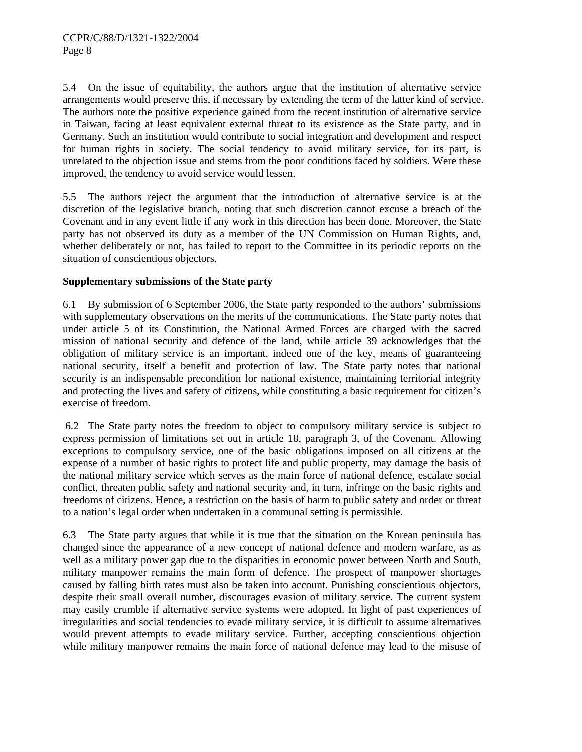5.4 On the issue of equitability, the authors argue that the institution of alternative service arrangements would preserve this, if necessary by extending the term of the latter kind of service. The authors note the positive experience gained from the recent institution of alternative service in Taiwan, facing at least equivalent external threat to its existence as the State party, and in Germany. Such an institution would contribute to social integration and development and respect for human rights in society. The social tendency to avoid military service, for its part, is unrelated to the objection issue and stems from the poor conditions faced by soldiers. Were these improved, the tendency to avoid service would lessen.

5.5 The authors reject the argument that the introduction of alternative service is at the discretion of the legislative branch, noting that such discretion cannot excuse a breach of the Covenant and in any event little if any work in this direction has been done. Moreover, the State party has not observed its duty as a member of the UN Commission on Human Rights, and, whether deliberately or not, has failed to report to the Committee in its periodic reports on the situation of conscientious objectors.

**Supplementary submissions of the State party**

6.1 By submission of 6 September 2006, the State party responded to the authors' submissions with supplementary observations on the merits of the communications. The State party notes that under article 5 of its Constitution, the National Armed Forces are charged with the sacred mission of national security and defence of the land, while article 39 acknowledges that the obligation of military service is an important, indeed one of the key, means of guaranteeing national security, itself a benefit and protection of law. The State party notes that national security is an indispensable precondition for national existence, maintaining territorial integrity and protecting the lives and safety of citizens, while constituting a basic requirement for citizen's exercise of freedom.

6.2 The State party notes the freedom to object to compulsory military service is subject to express permission of limitations set out in article 18, paragraph 3, of the Covenant. Allowing exceptions to compulsory service, one of the basic obligations imposed on all citizens at the expense of a number of basic rights to protect life and public property, may damage the basis of the national military service which serves as the main force of national defence, escalate social conflict, threaten public safety and national security and, in turn, infringe on the basic rights and freedoms of citizens. Hence, a restriction on the basis of harm to public safety and order or threat to a nation's legal order when undertaken in a communal setting is permissible.

6.3 The State party argues that while it is true that the situation on the Korean peninsula has changed since the appearance of a new concept of national defence and modern warfare, as as well as a military power gap due to the disparities in economic power between North and South, military manpower remains the main form of defence. The prospect of manpower shortages caused by falling birth rates must also be taken into account. Punishing conscientious objectors, despite their small overall number, discourages evasion of military service. The current system may easily crumble if alternative service systems were adopted. In light of past experiences of irregularities and social tendencies to evade military service, it is difficult to assume alternatives would prevent attempts to evade military service. Further, accepting conscientious objection while military manpower remains the main force of national defence may lead to the misuse of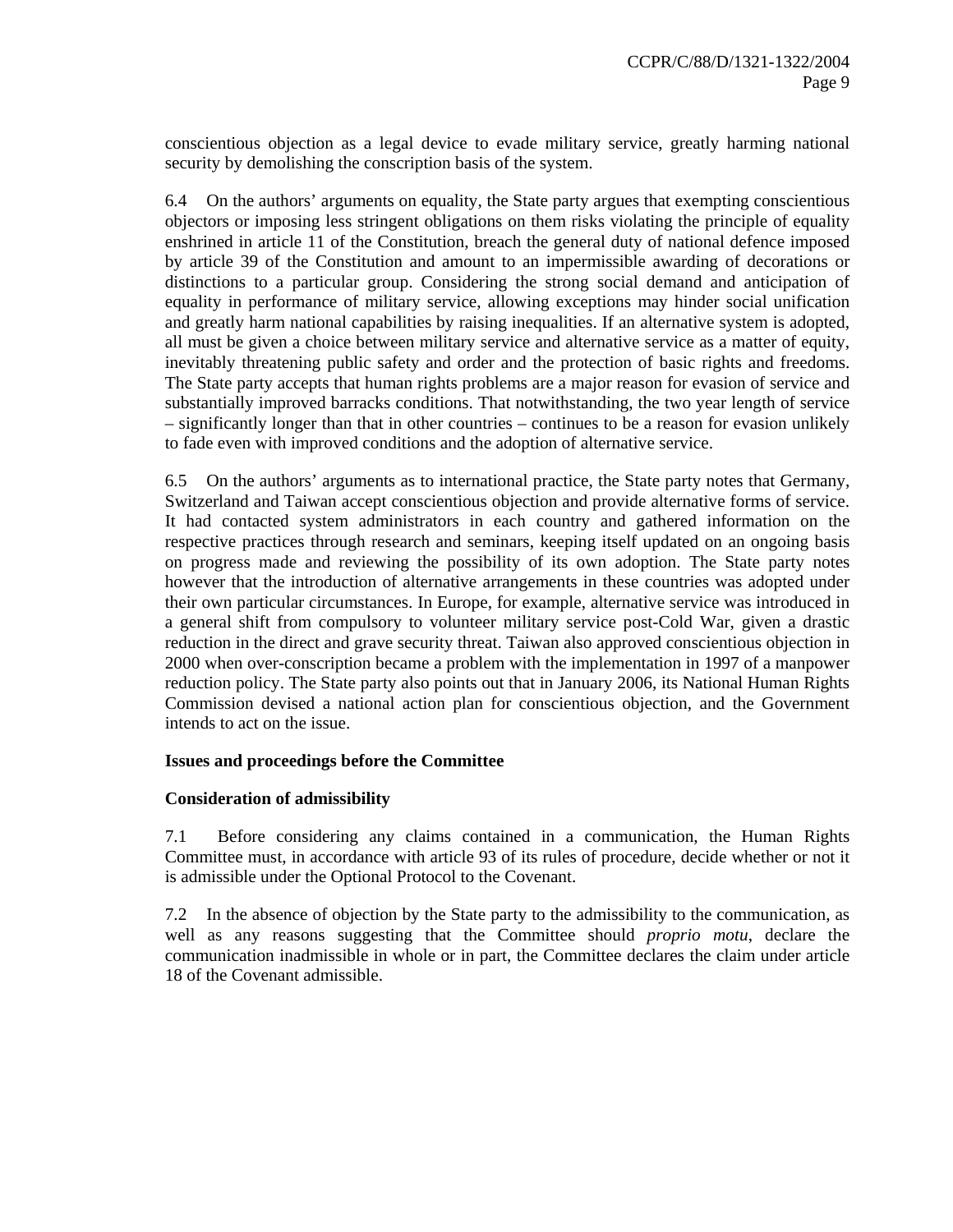conscientious objection as a legal device to evade military service, greatly harming national security by demolishing the conscription basis of the system.

6.4 On the authors' arguments on equality, the State party argues that exempting conscientious objectors or imposing less stringent obligations on them risks violating the principle of equality enshrined in article 11 of the Constitution, breach the general duty of national defence imposed by article 39 of the Constitution and amount to an impermissible awarding of decorations or distinctions to a particular group. Considering the strong social demand and anticipation of equality in performance of military service, allowing exceptions may hinder social unification and greatly harm national capabilities by raising inequalities. If an alternative system is adopted, all must be given a choice between military service and alternative service as a matter of equity, inevitably threatening public safety and order and the protection of basic rights and freedoms. The State party accepts that human rights problems are a major reason for evasion of service and substantially improved barracks conditions. That notwithstanding, the two year length of service – significantly longer than that in other countries – continues to be a reason for evasion unlikely to fade even with improved conditions and the adoption of alternative service.

6.5 On the authors' arguments as to international practice, the State party notes that Germany, Switzerland and Taiwan accept conscientious objection and provide alternative forms of service. It had contacted system administrators in each country and gathered information on the respective practices through research and seminars, keeping itself updated on an ongoing basis on progress made and reviewing the possibility of its own adoption. The State party notes however that the introduction of alternative arrangements in these countries was adopted under their own particular circumstances. In Europe, for example, alternative service was introduced in a general shift from compulsory to volunteer military service post-Cold War, given a drastic reduction in the direct and grave security threat. Taiwan also approved conscientious objection in 2000 when over-conscription became a problem with the implementation in 1997 of a manpower reduction policy. The State party also points out that in January 2006, its National Human Rights Commission devised a national action plan for conscientious objection, and the Government intends to act on the issue.

**Issues and proceedings before the Committee**

**Consideration of admissibility**

7.1 Before considering any claims contained in a communication, the Human Rights Committee must, in accordance with article 93 of its rules of procedure, decide whether or not it is admissible under the Optional Protocol to the Covenant.

7.2 In the absence of objection by the State party to the admissibility to the communication, as well as any reasons suggesting that the Committee should *proprio motu*, declare the communication inadmissible in whole or in part, the Committee declares the claim under article 18 of the Covenant admissible.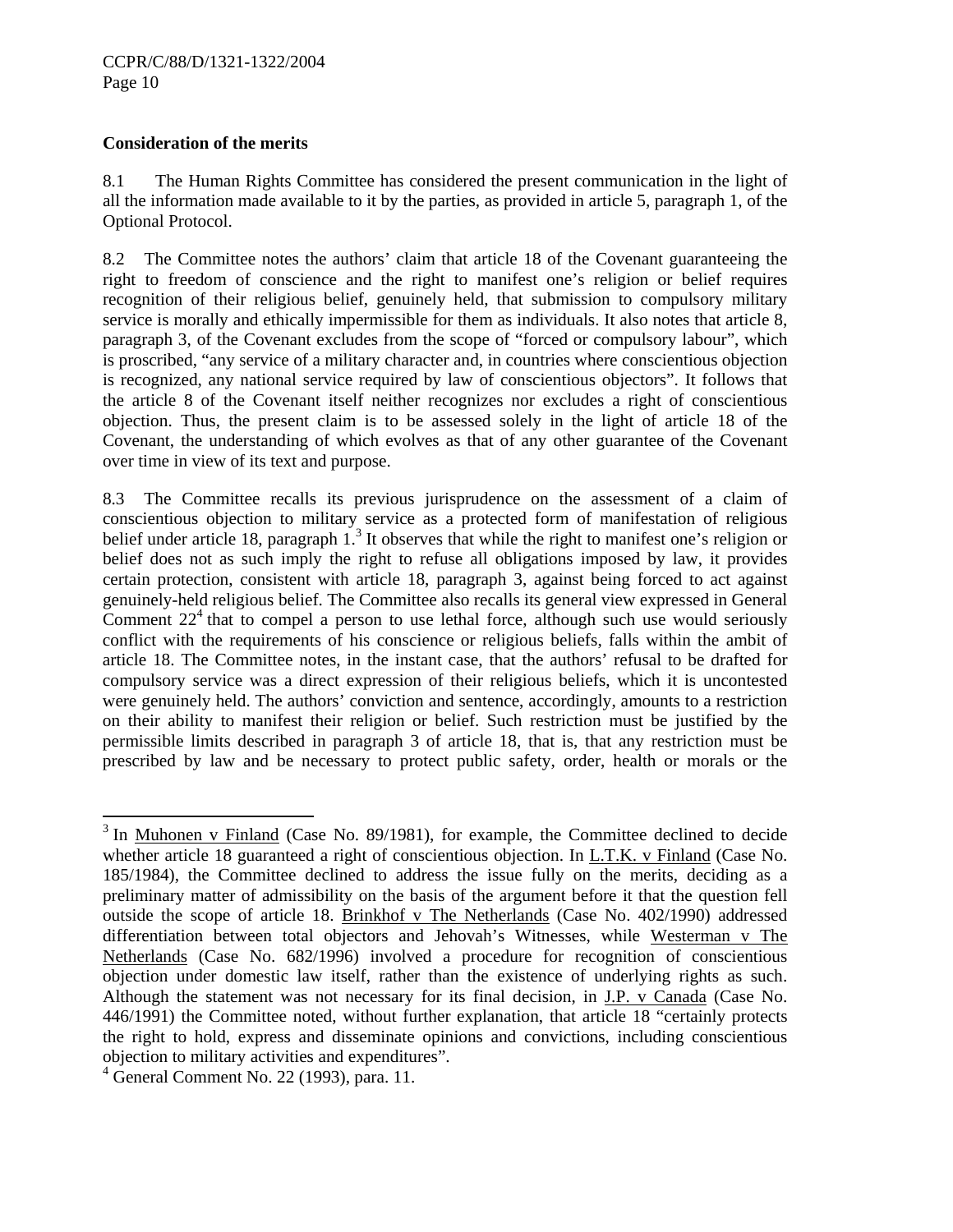### Consideration of the merits

8.1 The Human Rights Committee has considered the present communication in the light of all the information made available to it by the parties, as provided in article 5, paragraph 1, of the Optional Protocol.

8.2 The Committee notes the authors' claim that article 18 of the Covenant guaranteeing the right to freedom of conscience and the right to manifest one's religion or belief requires recognition of their religious belief, genuinely held, that submission to compulsory military service is morally and ethically impermissible for them as individuals. It also notes that article 8, paragraph 3, of the Covenant excludes from the scope of "forced or compulsory labour", which is proscribed, "any service of a military character and, in countries where conscientious objection is recognized, any national service required by law of conscientious objectors". It follows that the article 8 of the Covenant itself neither recognizes nor excludes a right of conscientious objection. Thus, the present claim is to be assessed solely in the light of article 18 of the Covenant, the understanding of which evolves as that of any other guarantee of the Covenant over time in view of its text and purpose.

8.3 The Committee recalls its previous jurisprudence on the assessment of a claim of conscientious objection to military service as a protected form of manifestation of religious belief under article 18, paragraph 1.[3] It observes that while the right to manifest one's religion or belief does not as such imply the right to refuse all obligations imposed by law, it provides certain protection, consistent with article 18, paragraph 3, against being forced to act against genuinely-held religious belief. The Committee also recalls its general view expressed in General Comment 22[4] that to compel a person to use lethal force, although such use would seriously conflict with the requirements of his conscience or religious beliefs, falls within the ambit of article 18. The Committee notes, in the instant case, that the authors' refusal to be drafted for compulsory service was a direct expression of their religious beliefs, which it is uncontested were genuinely held. The authors' conviction and sentence, accordingly, amounts to a restriction on their ability to manifest their religion or belief. Such restriction must be justified by the permissible limits described in paragraph 3 of article 18, that is, that any restriction must be prescribed by law and be necessary to protect public safety, order, health or morals or the

---

[3] In Muhonen v Finland (Case No. 89/1981), for example, the Committee declined to decide whether article 18 guaranteed a right of conscientious objection. In L.T.K. v Finland (Case No. 185/1984), the Committee declined to address the issue fully on the merits, deciding as a preliminary matter of admissibility on the basis of the argument before it that the question fell outside the scope of article 18. Brinkhof v The Netherlands (Case No. 402/1990) addressed differentiation between total objectors and Jehovah's Witnesses, while Westerman v The Netherlands (Case No. 682/1996) involved a procedure for recognition of conscientious objection under domestic law itself, rather than the existence of underlying rights as such. Although the statement was not necessary for its final decision, in J.P. v Canada (Case No. 446/1991) the Committee noted, without further explanation, that article 18 "certainly protects the right to hold, express and disseminate opinions and convictions, including conscientious objection to military activities and expenditures".

[4] General Comment No. 22 (1993), para. 11.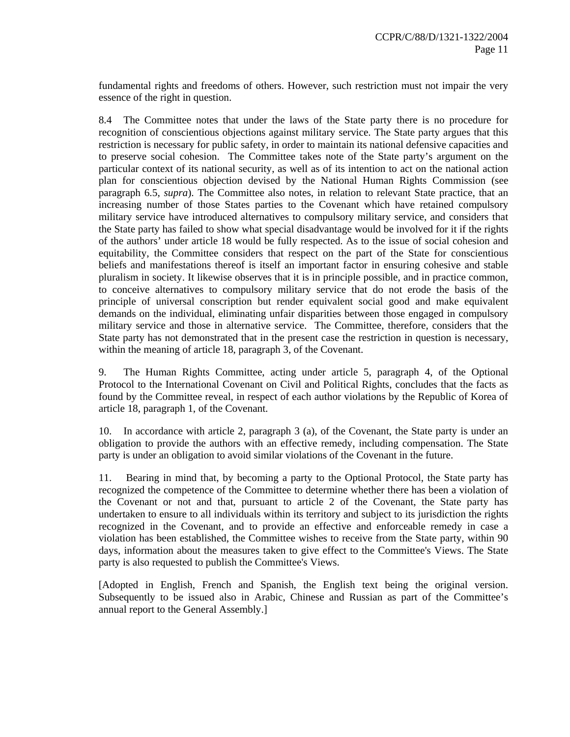fundamental rights and freedoms of others. However, such restriction must not impair the very essence of the right in question.

8.4 The Committee notes that under the laws of the State party there is no procedure for recognition of conscientious objections against military service. The State party argues that this restriction is necessary for public safety, in order to maintain its national defensive capacities and to preserve social cohesion. The Committee takes note of the State party's argument on the particular context of its national security, as well as of its intention to act on the national action plan for conscientious objection devised by the National Human Rights Commission (see paragraph 6.5, *supra*). The Committee also notes, in relation to relevant State practice, that an increasing number of those States parties to the Covenant which have retained compulsory military service have introduced alternatives to compulsory military service, and considers that the State party has failed to show what special disadvantage would be involved for it if the rights of the authors' under article 18 would be fully respected. As to the issue of social cohesion and equitability, the Committee considers that respect on the part of the State for conscientious beliefs and manifestations thereof is itself an important factor in ensuring cohesive and stable pluralism in society. It likewise observes that it is in principle possible, and in practice common, to conceive alternatives to compulsory military service that do not erode the basis of the principle of universal conscription but render equivalent social good and make equivalent demands on the individual, eliminating unfair disparities between those engaged in compulsory military service and those in alternative service. The Committee, therefore, considers that the State party has not demonstrated that in the present case the restriction in question is necessary, within the meaning of article 18, paragraph 3, of the Covenant.

9. The Human Rights Committee, acting under article 5, paragraph 4, of the Optional Protocol to the International Covenant on Civil and Political Rights, concludes that the facts as found by the Committee reveal, in respect of each author violations by the Republic of Korea of article 18, paragraph 1, of the Covenant.

10. In accordance with article 2, paragraph 3 (a), of the Covenant, the State party is under an obligation to provide the authors with an effective remedy, including compensation. The State party is under an obligation to avoid similar violations of the Covenant in the future.

11. Bearing in mind that, by becoming a party to the Optional Protocol, the State party has recognized the competence of the Committee to determine whether there has been a violation of the Covenant or not and that, pursuant to article 2 of the Covenant, the State party has undertaken to ensure to all individuals within its territory and subject to its jurisdiction the rights recognized in the Covenant, and to provide an effective and enforceable remedy in case a violation has been established, the Committee wishes to receive from the State party, within 90 days, information about the measures taken to give effect to the Committee's Views. The State party is also requested to publish the Committee's Views.

[Adopted in English, French and Spanish, the English text being the original version. Subsequently to be issued also in Arabic, Chinese and Russian as part of the Committee's annual report to the General Assembly.]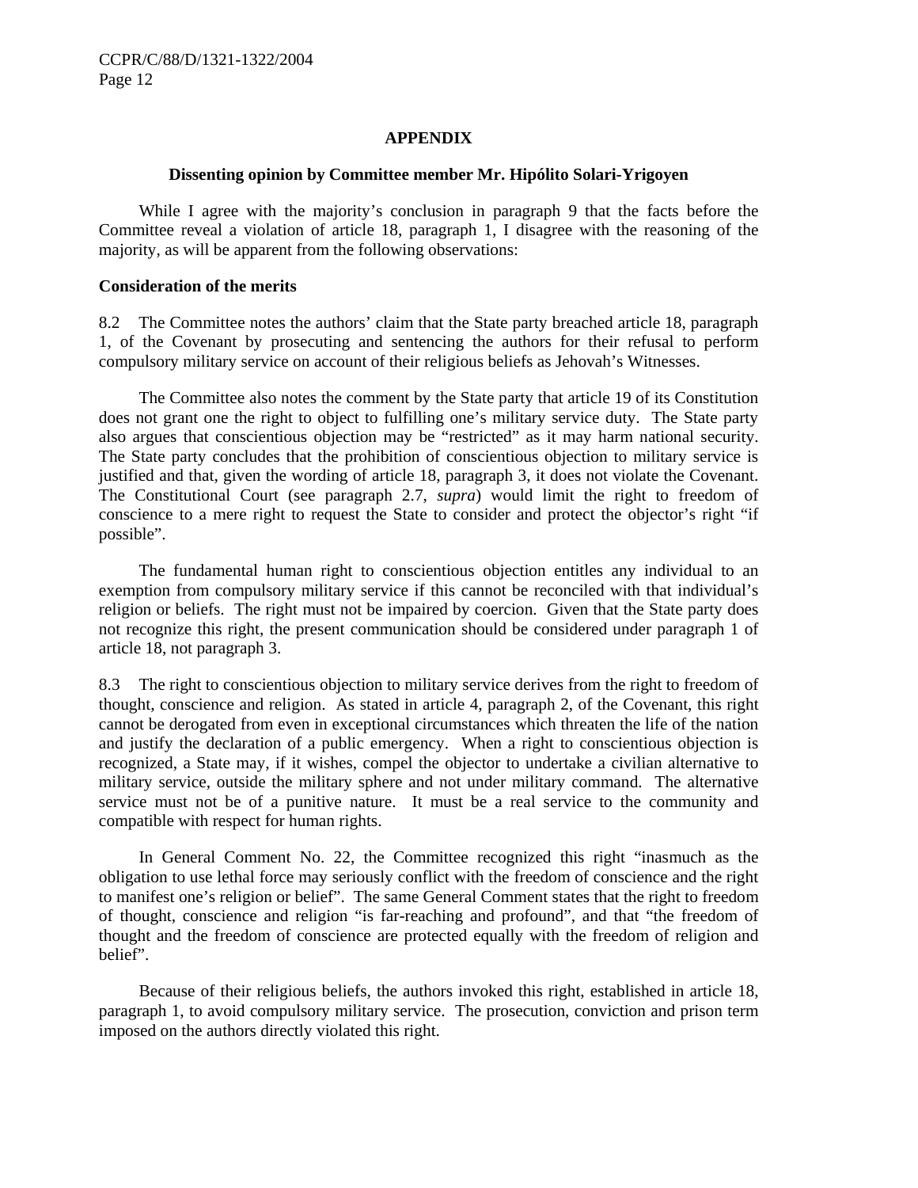**APPENDIX**

**Dissenting opinion by Committee member Mr. Hipólito Solari-Yrigoyen**

While I agree with the majority's conclusion in paragraph 9 that the facts before the Committee reveal a violation of article 18, paragraph 1, I disagree with the reasoning of the majority, as will be apparent from the following observations:

**Consideration of the merits**

8.2 The Committee notes the authors' claim that the State party breached article 18, paragraph 1, of the Covenant by prosecuting and sentencing the authors for their refusal to perform compulsory military service on account of their religious beliefs as Jehovah's Witnesses.

The Committee also notes the comment by the State party that article 19 of its Constitution does not grant one the right to object to fulfilling one's military service duty. The State party also argues that conscientious objection may be "restricted" as it may harm national security. The State party concludes that the prohibition of conscientious objection to military service is justified and that, given the wording of article 18, paragraph 3, it does not violate the Covenant. The Constitutional Court (see paragraph 2.7, *supra*) would limit the right to freedom of conscience to a mere right to request the State to consider and protect the objector's right "if possible".

The fundamental human right to conscientious objection entitles any individual to an exemption from compulsory military service if this cannot be reconciled with that individual's religion or beliefs. The right must not be impaired by coercion. Given that the State party does not recognize this right, the present communication should be considered under paragraph 1 of article 18, not paragraph 3.

8.3 The right to conscientious objection to military service derives from the right to freedom of thought, conscience and religion. As stated in article 4, paragraph 2, of the Covenant, this right cannot be derogated from even in exceptional circumstances which threaten the life of the nation and justify the declaration of a public emergency. When a right to conscientious objection is recognized, a State may, if it wishes, compel the objector to undertake a civilian alternative to military service, outside the military sphere and not under military command. The alternative service must not be of a punitive nature. It must be a real service to the community and compatible with respect for human rights.

In General Comment No. 22, the Committee recognized this right "inasmuch as the obligation to use lethal force may seriously conflict with the freedom of conscience and the right to manifest one's religion or belief". The same General Comment states that the right to freedom of thought, conscience and religion "is far-reaching and profound", and that "the freedom of thought and the freedom of conscience are protected equally with the freedom of religion and belief".

Because of their religious beliefs, the authors invoked this right, established in article 18, paragraph 1, to avoid compulsory military service. The prosecution, conviction and prison term imposed on the authors directly violated this right.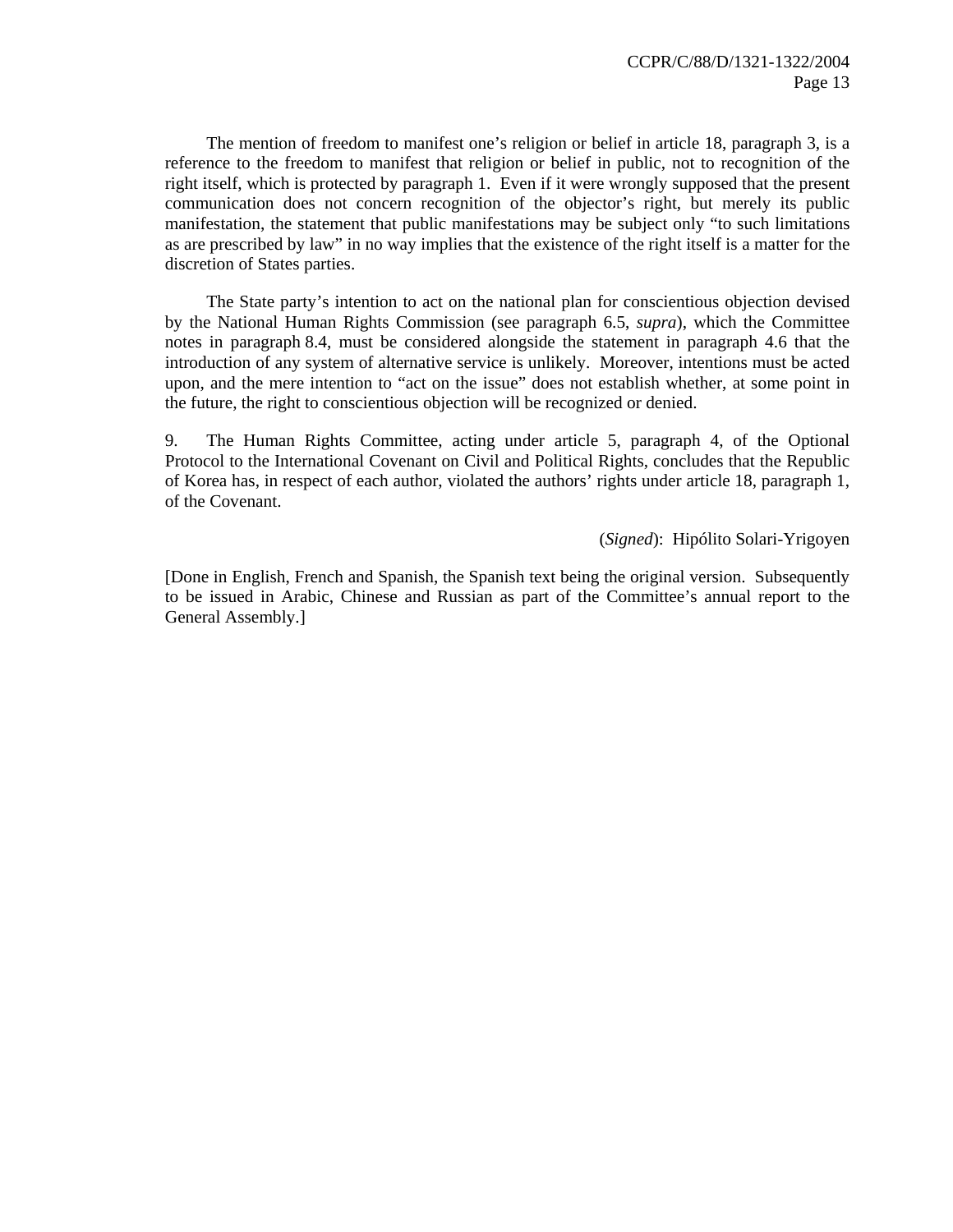The mention of freedom to manifest one's religion or belief in article 18, paragraph 3, is a reference to the freedom to manifest that religion or belief in public, not to recognition of the right itself, which is protected by paragraph 1. Even if it were wrongly supposed that the present communication does not concern recognition of the objector's right, but merely its public manifestation, the statement that public manifestations may be subject only "to such limitations as are prescribed by law" in no way implies that the existence of the right itself is a matter for the discretion of States parties.

The State party's intention to act on the national plan for conscientious objection devised by the National Human Rights Commission (see paragraph 6.5, *supra*), which the Committee notes in paragraph 8.4, must be considered alongside the statement in paragraph 4.6 that the introduction of any system of alternative service is unlikely. Moreover, intentions must be acted upon, and the mere intention to "act on the issue" does not establish whether, at some point in the future, the right to conscientious objection will be recognized or denied.

9. The Human Rights Committee, acting under article 5, paragraph 4, of the Optional Protocol to the International Covenant on Civil and Political Rights, concludes that the Republic of Korea has, in respect of each author, violated the authors' rights under article 18, paragraph 1, of the Covenant.

(*Signed*): Hipólito Solari-Yrigoyen

[Done in English, French and Spanish, the Spanish text being the original version. Subsequently to be issued in Arabic, Chinese and Russian as part of the Committee's annual report to the General Assembly.]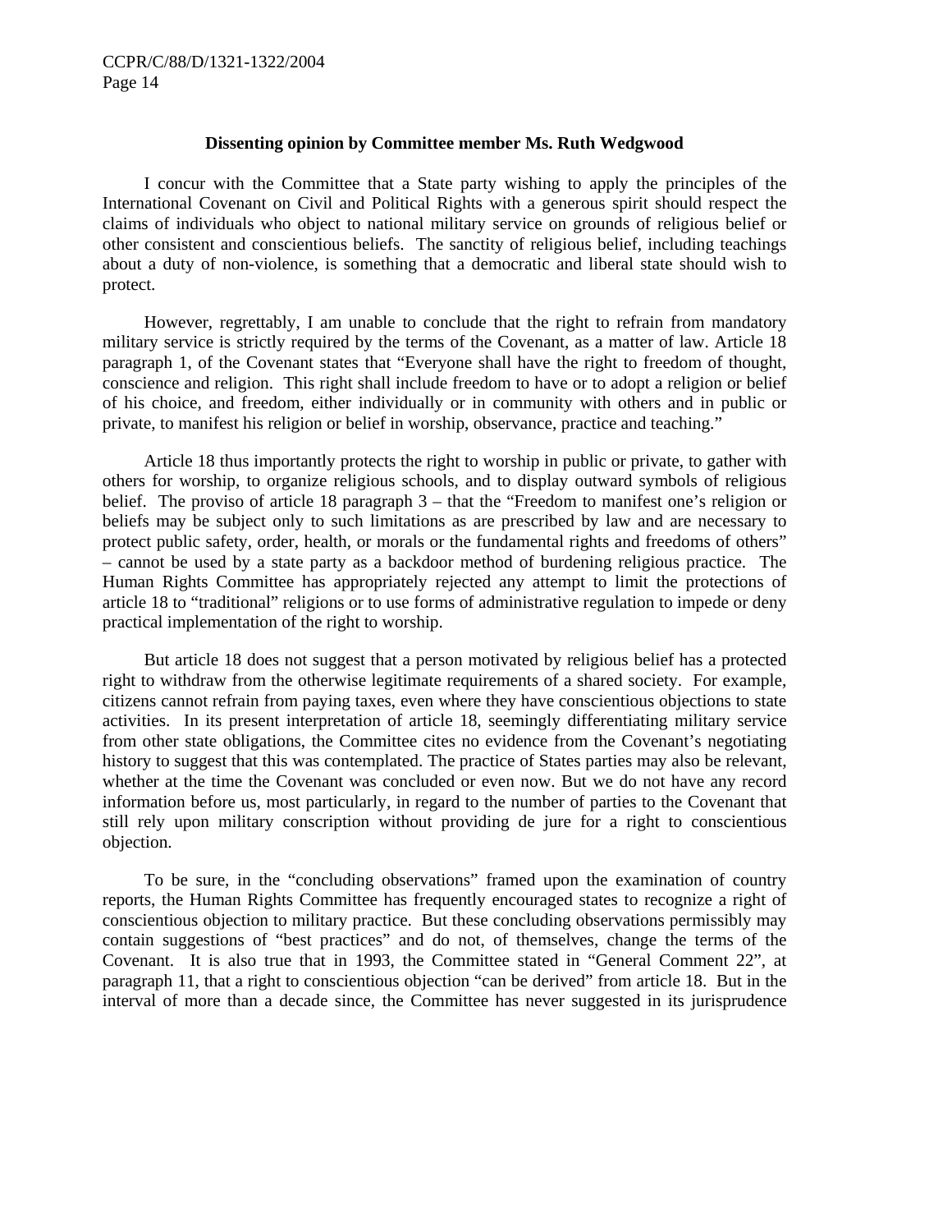**Dissenting opinion by Committee member Ms. Ruth Wedgwood**

I concur with the Committee that a State party wishing to apply the principles of the International Covenant on Civil and Political Rights with a generous spirit should respect the claims of individuals who object to national military service on grounds of religious belief or other consistent and conscientious beliefs. The sanctity of religious belief, including teachings about a duty of non-violence, is something that a democratic and liberal state should wish to protect.

However, regrettably, I am unable to conclude that the right to refrain from mandatory military service is strictly required by the terms of the Covenant, as a matter of law. Article 18 paragraph 1, of the Covenant states that "Everyone shall have the right to freedom of thought, conscience and religion. This right shall include freedom to have or to adopt a religion or belief of his choice, and freedom, either individually or in community with others and in public or private, to manifest his religion or belief in worship, observance, practice and teaching."

Article 18 thus importantly protects the right to worship in public or private, to gather with others for worship, to organize religious schools, and to display outward symbols of religious belief. The proviso of article 18 paragraph 3 – that the "Freedom to manifest one's religion or beliefs may be subject only to such limitations as are prescribed by law and are necessary to protect public safety, order, health, or morals or the fundamental rights and freedoms of others" – cannot be used by a state party as a backdoor method of burdening religious practice. The Human Rights Committee has appropriately rejected any attempt to limit the protections of article 18 to "traditional" religions or to use forms of administrative regulation to impede or deny practical implementation of the right to worship.

But article 18 does not suggest that a person motivated by religious belief has a protected right to withdraw from the otherwise legitimate requirements of a shared society. For example, citizens cannot refrain from paying taxes, even where they have conscientious objections to state activities. In its present interpretation of article 18, seemingly differentiating military service from other state obligations, the Committee cites no evidence from the Covenant's negotiating history to suggest that this was contemplated. The practice of States parties may also be relevant, whether at the time the Covenant was concluded or even now. But we do not have any record information before us, most particularly, in regard to the number of parties to the Covenant that still rely upon military conscription without providing de jure for a right to conscientious objection.

To be sure, in the "concluding observations" framed upon the examination of country reports, the Human Rights Committee has frequently encouraged states to recognize a right of conscientious objection to military practice. But these concluding observations permissibly may contain suggestions of "best practices" and do not, of themselves, change the terms of the Covenant. It is also true that in 1993, the Committee stated in "General Comment 22", at paragraph 11, that a right to conscientious objection "can be derived" from article 18. But in the interval of more than a decade since, the Committee has never suggested in its jurisprudence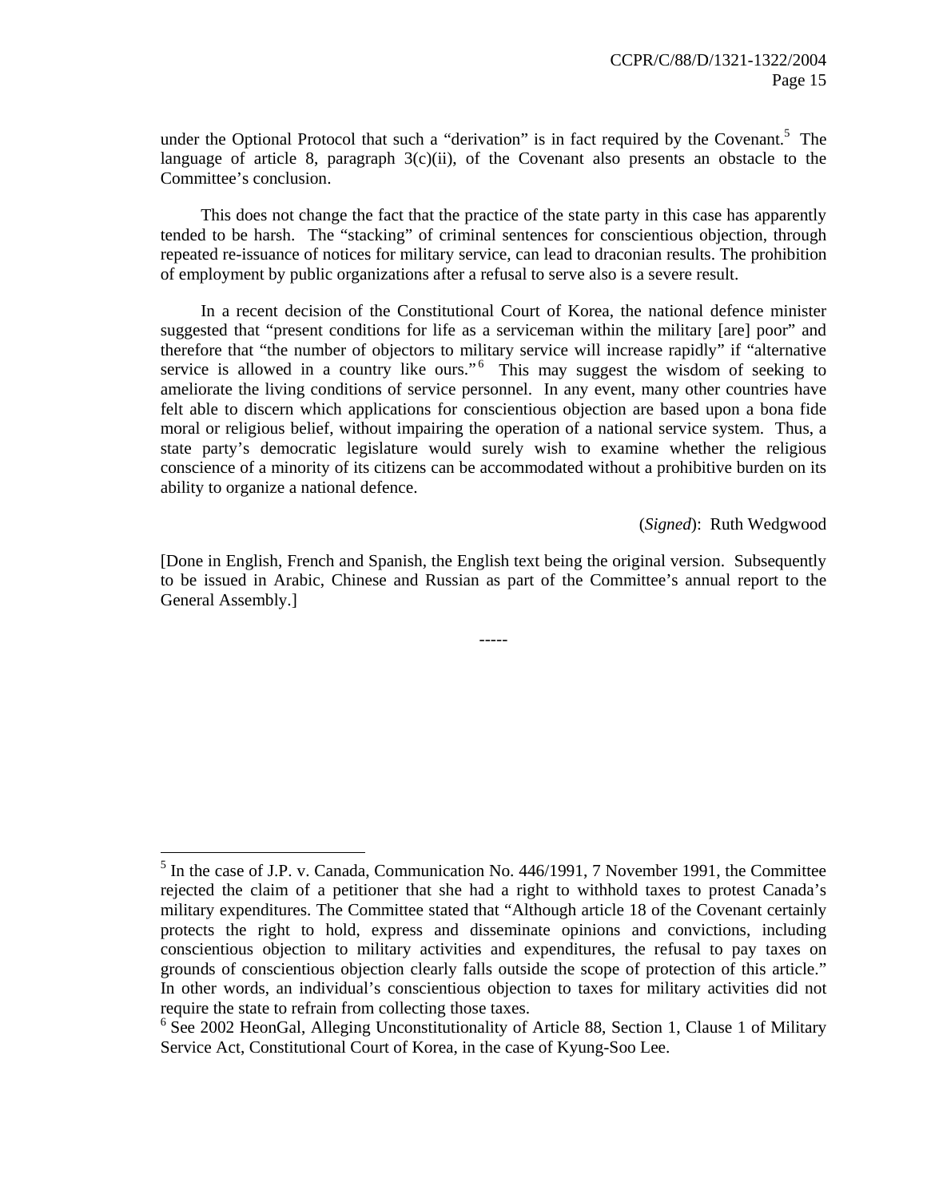under the Optional Protocol that such a "derivation" is in fact required by the Covenant.[5] The language of article 8, paragraph 3(c)(ii), of the Covenant also presents an obstacle to the Committee's conclusion.

This does not change the fact that the practice of the state party in this case has apparently tended to be harsh. The "stacking" of criminal sentences for conscientious objection, through repeated re-issuance of notices for military service, can lead to draconian results. The prohibition of employment by public organizations after a refusal to serve also is a severe result.

In a recent decision of the Constitutional Court of Korea, the national defence minister suggested that "present conditions for life as a serviceman within the military [are] poor" and therefore that "the number of objectors to military service will increase rapidly" if "alternative service is allowed in a country like ours."[6] This may suggest the wisdom of seeking to ameliorate the living conditions of service personnel. In any event, many other countries have felt able to discern which applications for conscientious objection are based upon a bona fide moral or religious belief, without impairing the operation of a national service system. Thus, a state party's democratic legislature would surely wish to examine whether the religious conscience of a minority of its citizens can be accommodated without a prohibitive burden on its ability to organize a national defence.

(*Signed*): Ruth Wedgwood

[Done in English, French and Spanish, the English text being the original version. Subsequently to be issued in Arabic, Chinese and Russian as part of the Committee's annual report to the General Assembly.]

-----

[5] In the case of J.P. v. Canada, Communication No. 446/1991, 7 November 1991, the Committee rejected the claim of a petitioner that she had a right to withhold taxes to protest Canada's military expenditures. The Committee stated that "Although article 18 of the Covenant certainly protects the right to hold, express and disseminate opinions and convictions, including conscientious objection to military activities and expenditures, the refusal to pay taxes on grounds of conscientious objection clearly falls outside the scope of protection of this article." In other words, an individual's conscientious objection to taxes for military activities did not require the state to refrain from collecting those taxes.

[6] See 2002 HeonGal, Alleging Unconstitutionality of Article 88, Section 1, Clause 1 of Military Service Act, Constitutional Court of Korea, in the case of Kyung-Soo Lee.